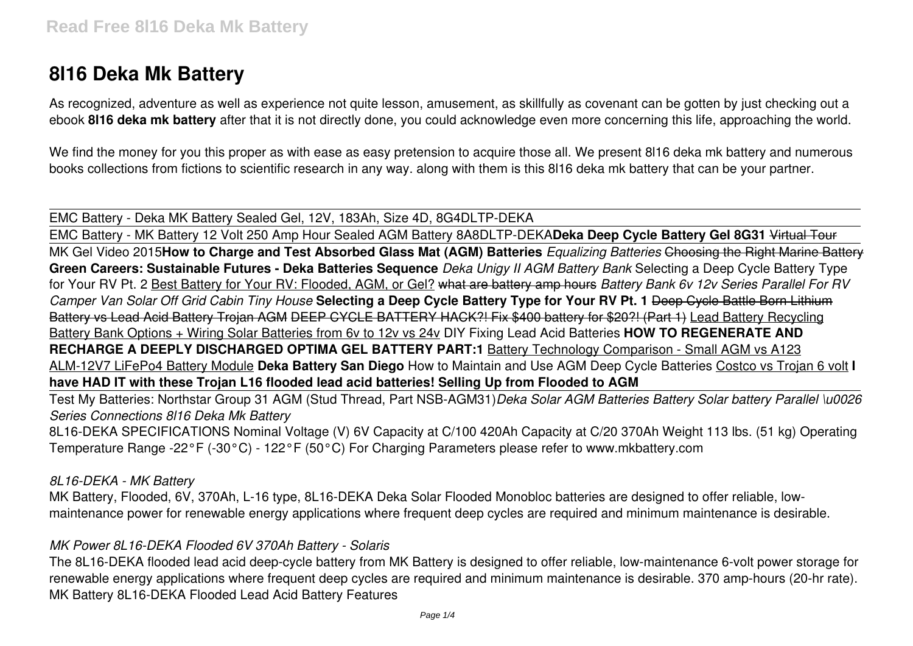# 8l16 Deka Mk Battery

As recognized, adventure as well as experience not quite lesson, amusement, as skillfully as covenant can be gotten by just checking out a ebook **8l16 deka mk battery** after that it is not directly done, you could acknowledge even more concerning this life, approaching the world.

We find the money for you this proper as with ease as easy pretension to acquire those all. We present 8l16 deka mk battery and numerous books collections from fictions to scientific research in any way. along with them is this 8l16 deka mk battery that can be your partner.

EMC Battery - Deka MK Battery Sealed Gel, 12V, 183Ah, Size 4D, 8G4DLTP-DEKA

EMC Battery - MK Battery 12 Volt 250 Amp Hour Sealed AGM Battery 8A8DLTP-DEKA **Deka Deep Cycle Battery Gel 8G31** ~~Virtual Tour~~ MK Gel Video 2015 **How to Charge and Test Absorbed Glass Mat (AGM) Batteries** *Equalizing Batteries* ~~Choosing the Right Marine Battery~~ **Green Careers: Sustainable Futures - Deka Batteries Sequence** *Deka Unigy II AGM Battery Bank* Selecting a Deep Cycle Battery Type for Your RV Pt. 2 Best Battery for Your RV: Flooded, AGM, or Gel? ~~what are battery amp hours~~ *Battery Bank 6v 12v Series Parallel For RV Camper Van Solar Off Grid Cabin Tiny House* **Selecting a Deep Cycle Battery Type for Your RV Pt. 1** ~~Deep Cycle Battle Born Lithium Battery vs Lead Acid Battery Trojan AGM~~ ~~DEEP CYCLE BATTERY HACK?! Fix $400 battery for $20?! (Part 1)~~ Lead Battery Recycling Battery Bank Options + Wiring Solar Batteries from 6v to 12v vs 24v DIY Fixing Lead Acid Batteries **HOW TO REGENERATE AND RECHARGE A DEEPLY DISCHARGED OPTIMA GEL BATTERY PART:1** Battery Technology Comparison - Small AGM vs A123 ALM-12V7 LiFePo4 Battery Module **Deka Battery San Diego** How to Maintain and Use AGM Deep Cycle Batteries Costco vs Trojan 6 volt **I have HAD IT with these Trojan L16 flooded lead acid batteries! Selling Up from Flooded to AGM**

Test My Batteries: Northstar Group 31 AGM (Stud Thread, Part NSB-AGM31) *Deka Solar AGM Batteries Battery Solar battery Parallel \u0026 Series Connections 8l16 Deka Mk Battery*

8L16-DEKA SPECIFICATIONS Nominal Voltage (V) 6V Capacity at C/100 420Ah Capacity at C/20 370Ah Weight 113 lbs. (51 kg) Operating Temperature Range -22°F (-30°C) - 122°F (50°C) For Charging Parameters please refer to www.mkbattery.com

*8L16-DEKA - MK Battery*

MK Battery, Flooded, 6V, 370Ah, L-16 type, 8L16-DEKA Deka Solar Flooded Monobloc batteries are designed to offer reliable, low-maintenance power for renewable energy applications where frequent deep cycles are required and minimum maintenance is desirable.

*MK Power 8L16-DEKA Flooded 6V 370Ah Battery - Solaris*

The 8L16-DEKA flooded lead acid deep-cycle battery from MK Battery is designed to offer reliable, low-maintenance 6-volt power storage for renewable energy applications where frequent deep cycles are required and minimum maintenance is desirable. 370 amp-hours (20-hr rate). MK Battery 8L16-DEKA Flooded Lead Acid Battery Features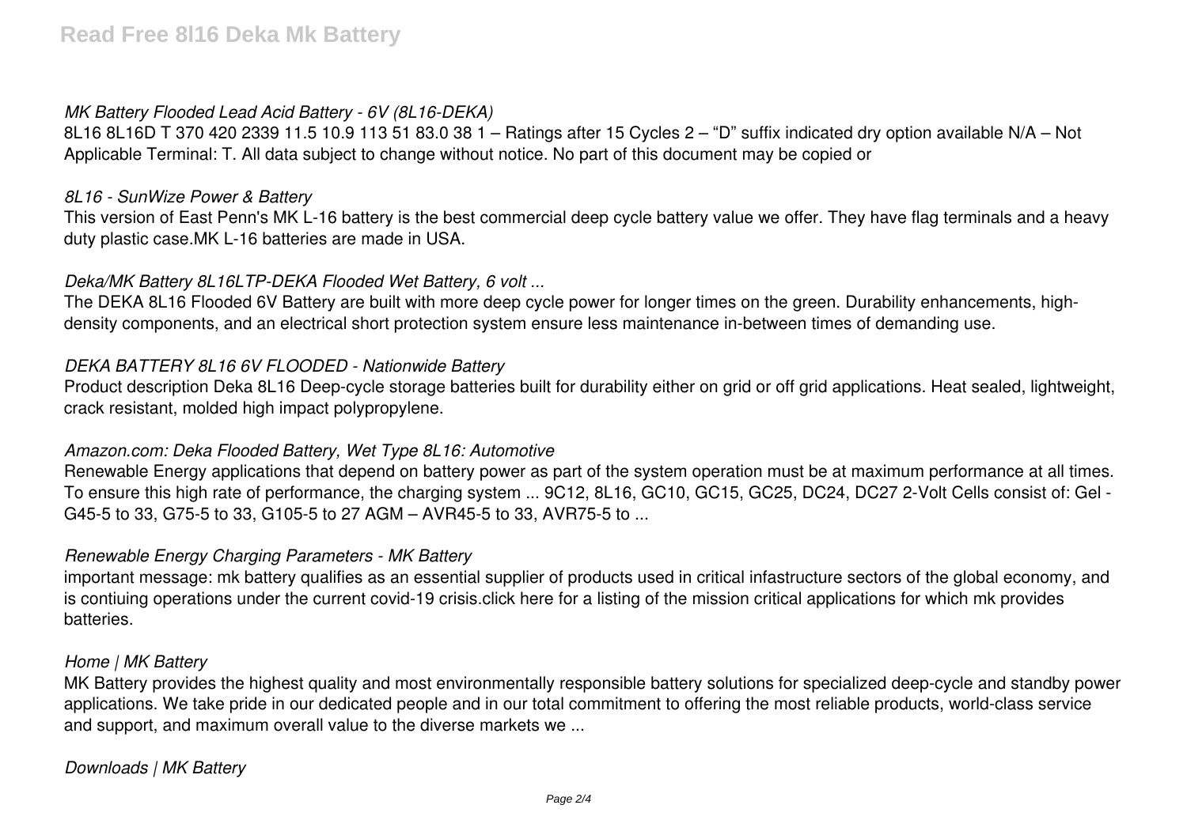*MK Battery Flooded Lead Acid Battery - 6V (8L16-DEKA)*

8L16 8L16D T 370 420 2339 11.5 10.9 113 51 83.0 38 1 – Ratings after 15 Cycles 2 – "D" suffix indicated dry option available N/A – Not Applicable Terminal: T. All data subject to change without notice. No part of this document may be copied or

*8L16 - SunWize Power & Battery*

This version of East Penn's MK L-16 battery is the best commercial deep cycle battery value we offer. They have flag terminals and a heavy duty plastic case.MK L-16 batteries are made in USA.

*Deka/MK Battery 8L16LTP-DEKA Flooded Wet Battery, 6 volt ...*

The DEKA 8L16 Flooded 6V Battery are built with more deep cycle power for longer times on the green. Durability enhancements, high-density components, and an electrical short protection system ensure less maintenance in-between times of demanding use.

*DEKA BATTERY 8L16 6V FLOODED - Nationwide Battery*

Product description Deka 8L16 Deep-cycle storage batteries built for durability either on grid or off grid applications. Heat sealed, lightweight, crack resistant, molded high impact polypropylene.

*Amazon.com: Deka Flooded Battery, Wet Type 8L16: Automotive*

Renewable Energy applications that depend on battery power as part of the system operation must be at maximum performance at all times. To ensure this high rate of performance, the charging system ... 9C12, 8L16, GC10, GC15, GC25, DC24, DC27 2-Volt Cells consist of: Gel - G45-5 to 33, G75-5 to 33, G105-5 to 27 AGM – AVR45-5 to 33, AVR75-5 to ...

*Renewable Energy Charging Parameters - MK Battery*

important message: mk battery qualifies as an essential supplier of products used in critical infastructure sectors of the global economy, and is contiuing operations under the current covid-19 crisis.click here for a listing of the mission critical applications for which mk provides batteries.

*Home | MK Battery*

MK Battery provides the highest quality and most environmentally responsible battery solutions for specialized deep-cycle and standby power applications. We take pride in our dedicated people and in our total commitment to offering the most reliable products, world-class service and support, and maximum overall value to the diverse markets we ...

*Downloads | MK Battery*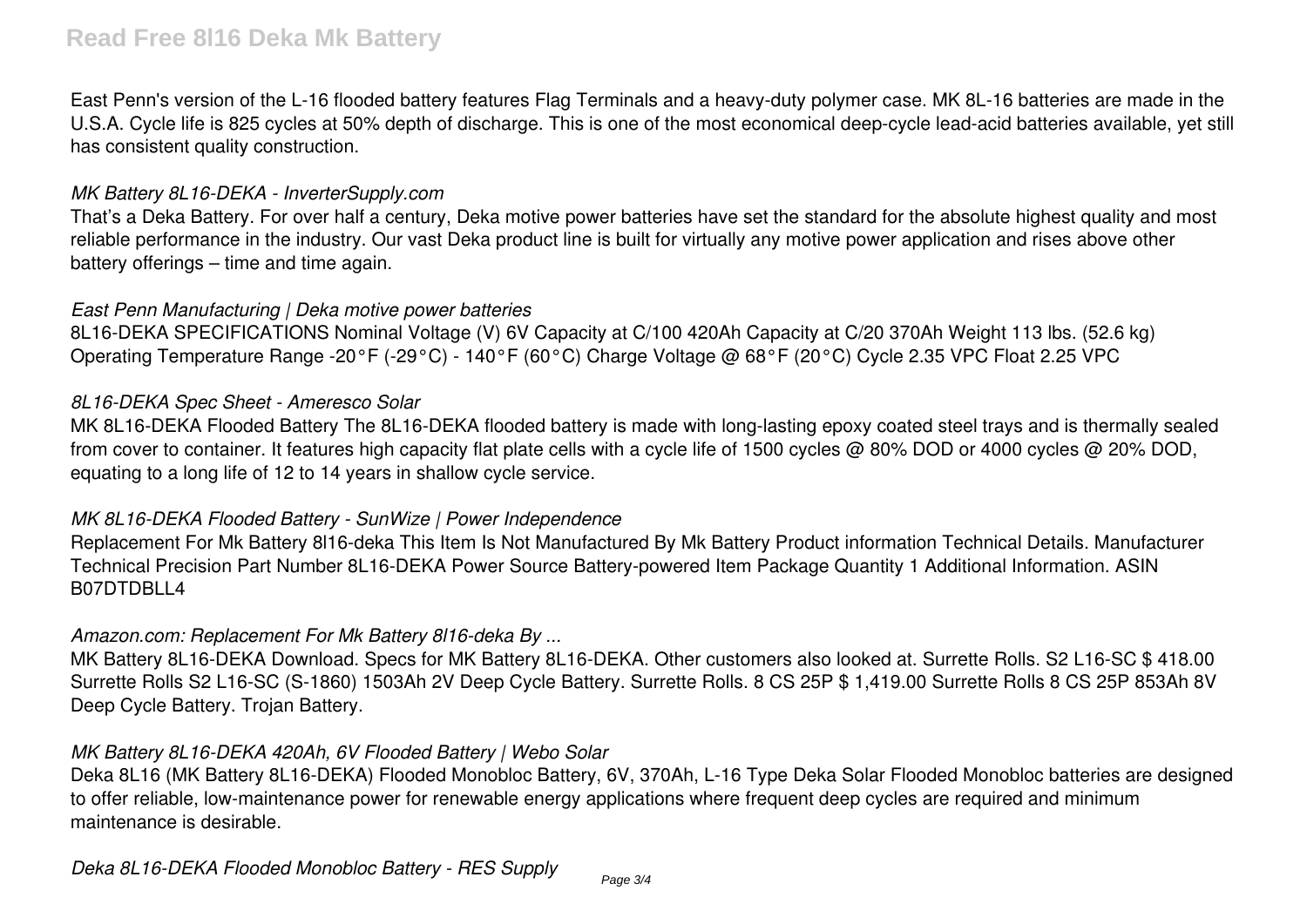East Penn's version of the L-16 flooded battery features Flag Terminals and a heavy-duty polymer case. MK 8L-16 batteries are made in the U.S.A. Cycle life is 825 cycles at 50% depth of discharge. This is one of the most economical deep-cycle lead-acid batteries available, yet still has consistent quality construction.

*MK Battery 8L16-DEKA - InverterSupply.com*

That's a Deka Battery. For over half a century, Deka motive power batteries have set the standard for the absolute highest quality and most reliable performance in the industry. Our vast Deka product line is built for virtually any motive power application and rises above other battery offerings – time and time again.

*East Penn Manufacturing | Deka motive power batteries*

8L16-DEKA SPECIFICATIONS Nominal Voltage (V) 6V Capacity at C/100 420Ah Capacity at C/20 370Ah Weight 113 lbs. (52.6 kg) Operating Temperature Range -20°F (-29°C) - 140°F (60°C) Charge Voltage @ 68°F (20°C) Cycle 2.35 VPC Float 2.25 VPC

*8L16-DEKA Spec Sheet - Ameresco Solar*

MK 8L16-DEKA Flooded Battery The 8L16-DEKA flooded battery is made with long-lasting epoxy coated steel trays and is thermally sealed from cover to container. It features high capacity flat plate cells with a cycle life of 1500 cycles @ 80% DOD or 4000 cycles @ 20% DOD, equating to a long life of 12 to 14 years in shallow cycle service.

*MK 8L16-DEKA Flooded Battery - SunWize | Power Independence*

Replacement For Mk Battery 8l16-deka This Item Is Not Manufactured By Mk Battery Product information Technical Details. Manufacturer Technical Precision Part Number 8L16-DEKA Power Source Battery-powered Item Package Quantity 1 Additional Information. ASIN B07DTDBLL4

*Amazon.com: Replacement For Mk Battery 8l16-deka By ...*

MK Battery 8L16-DEKA Download. Specs for MK Battery 8L16-DEKA. Other customers also looked at. Surrette Rolls. S2 L16-SC $ 418.00 Surrette Rolls S2 L16-SC (S-1860) 1503Ah 2V Deep Cycle Battery. Surrette Rolls. 8 CS 25P $ 1,419.00 Surrette Rolls 8 CS 25P 853Ah 8V Deep Cycle Battery. Trojan Battery.

*MK Battery 8L16-DEKA 420Ah, 6V Flooded Battery | Webo Solar*

Deka 8L16 (MK Battery 8L16-DEKA) Flooded Monobloc Battery, 6V, 370Ah, L-16 Type Deka Solar Flooded Monobloc batteries are designed to offer reliable, low-maintenance power for renewable energy applications where frequent deep cycles are required and minimum maintenance is desirable.

*Deka 8L16-DEKA Flooded Monobloc Battery - RES Supply*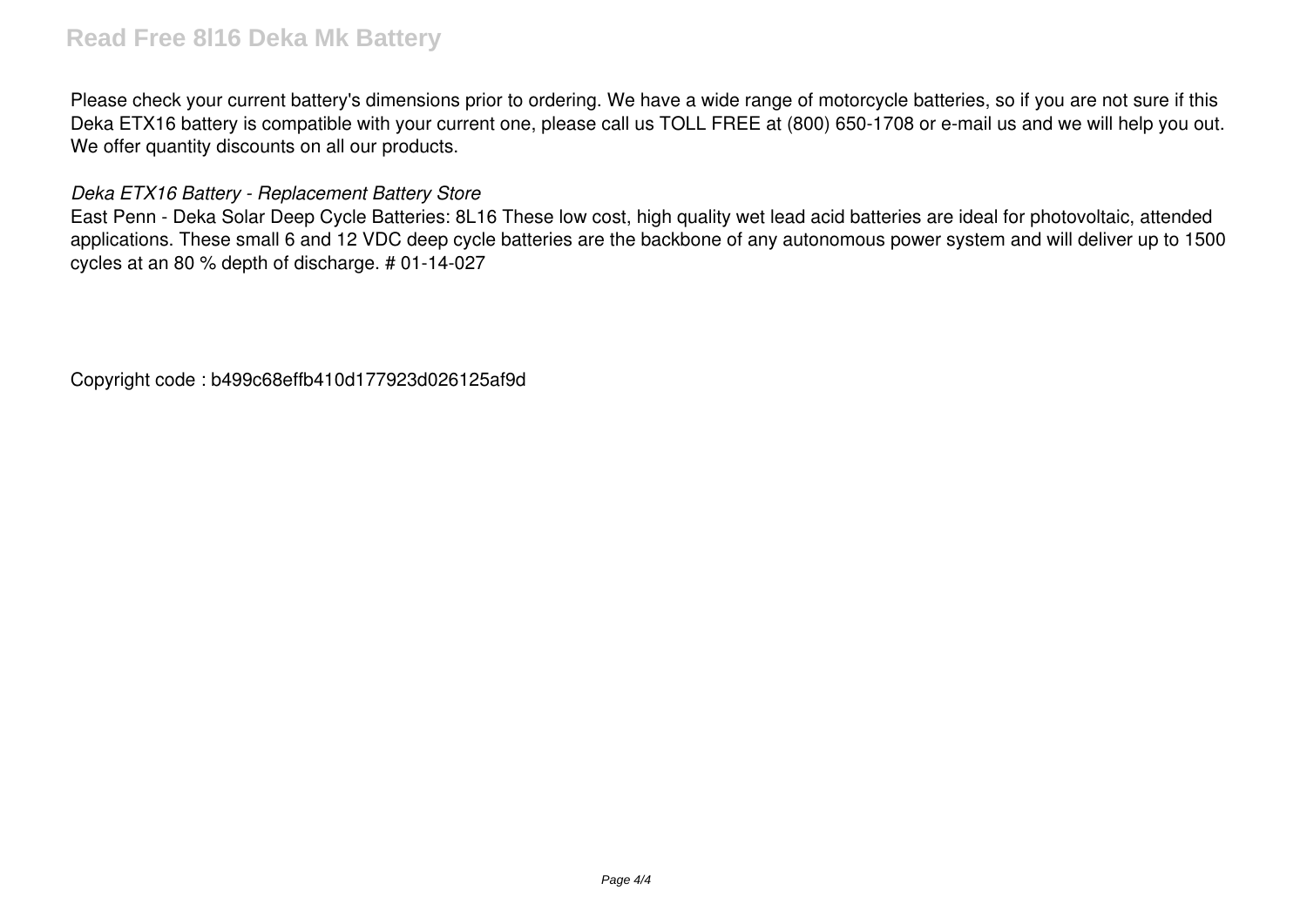Please check your current battery's dimensions prior to ordering. We have a wide range of motorcycle batteries, so if you are not sure if this Deka ETX16 battery is compatible with your current one, please call us TOLL FREE at (800) 650-1708 or e-mail us and we will help you out. We offer quantity discounts on all our products.

*Deka ETX16 Battery - Replacement Battery Store*

East Penn - Deka Solar Deep Cycle Batteries: 8L16 These low cost, high quality wet lead acid batteries are ideal for photovoltaic, attended applications. These small 6 and 12 VDC deep cycle batteries are the backbone of any autonomous power system and will deliver up to 1500 cycles at an 80 % depth of discharge. # 01-14-027

Copyright code : b499c68effb410d177923d026125af9d